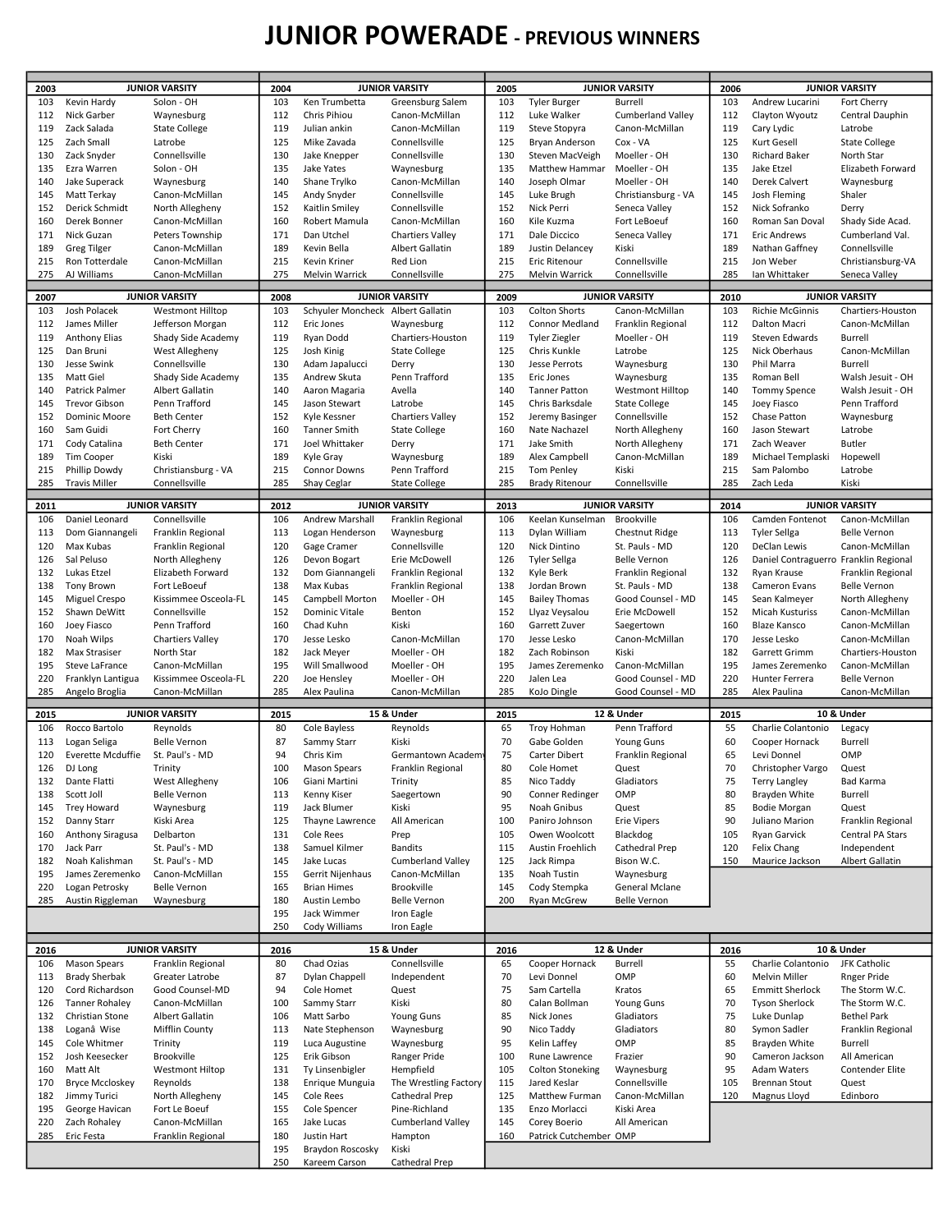# JUNIOR POWERADE - PREVIOUS WINNERS

## 2003 – JUNIOR VARSITY

| Weight | Name | School |
|---|---|---|
| 103 | Kevin Hardy | Solon - OH |
| 112 | Nick Garber | Waynesburg |
| 119 | Zack Salada | State College |
| 125 | Zach Small | Latrobe |
| 130 | Zack Snyder | Connellsville |
| 135 | Ezra Warren | Solon - OH |
| 140 | Jake Superack | Waynesburg |
| 145 | Matt Terkay | Canon-McMillan |
| 152 | Derick Schmidt | North Allegheny |
| 160 | Derek Bonner | Canon-McMillan |
| 171 | Nick Guzan | Peters Township |
| 189 | Greg Tilger | Canon-McMillan |
| 215 | Ron Totterdale | Canon-McMillan |
| 275 | AJ Williams | Canon-McMillan |

## 2004 – JUNIOR VARSITY

| Weight | Name | School |
|---|---|---|
| 103 | Ken Trumbetta | Greensburg Salem |
| 112 | Chris Pihiou | Canon-McMillan |
| 119 | Julian ankin | Canon-McMillan |
| 125 | Mike Zavada | Connellsville |
| 130 | Jake Knepper | Connellsville |
| 135 | Jake Yates | Waynesburg |
| 140 | Shane Trylko | Canon-McMillan |
| 145 | Andy Snyder | Connellsville |
| 152 | Kaitlin Smiley | Connellsville |
| 160 | Robert Mamula | Canon-McMillan |
| 171 | Dan Utchel | Chartiers Valley |
| 189 | Kevin Bella | Albert Gallatin |
| 215 | Kevin Kriner | Red Lion |
| 275 | Melvin Warrick | Connellsville |

## 2005 – JUNIOR VARSITY

| Weight | Name | School |
|---|---|---|
| 103 | Tyler Burger | Burrell |
| 112 | Luke Walker | Cumberland Valley |
| 119 | Steve Stopyra | Canon-McMillan |
| 125 | Bryan Anderson | Cox - VA |
| 130 | Steven MacVeigh | Moeller - OH |
| 135 | Matthew Hammar | Moeller - OH |
| 140 | Joseph Olmar | Moeller - OH |
| 145 | Luke Brugh | Christiansburg - VA |
| 152 | Nick Perri | Seneca Valley |
| 160 | Kile Kuzma | Fort LeBoeuf |
| 171 | Dale Diccico | Seneca Valley |
| 189 | Justin Delancey | Kiski |
| 215 | Eric Ritenour | Connellsville |
| 275 | Melvin Warrick | Connellsville |

## 2006 – JUNIOR VARSITY

| Weight | Name | School |
|---|---|---|
| 103 | Andrew Lucarini | Fort Cherry |
| 112 | Clayton Wyoutz | Central Dauphin |
| 119 | Cary Lydic | Latrobe |
| 125 | Kurt Gesell | State College |
| 130 | Richard Baker | North Star |
| 135 | Jake Etzel | Elizabeth Forward |
| 140 | Derek Calvert | Waynesburg |
| 145 | Josh Fleming | Shaler |
| 152 | Nick Sofranko | Derry |
| 160 | Roman San Doval | Shady Side Acad. |
| 171 | Eric Andrews | Cumberland Val. |
| 189 | Nathan Gaffney | Connellsville |
| 215 | Jon Weber | Christiansburg-VA |
| 285 | Ian Whittaker | Seneca Valley |

## 2007 – JUNIOR VARSITY

| Weight | Name | School |
|---|---|---|
| 103 | Josh Polacek | Westmont Hilltop |
| 112 | James Miller | Jefferson Morgan |
| 119 | Anthony Elias | Shady Side Academy |
| 125 | Dan Bruni | West Allegheny |
| 130 | Jesse Swink | Connellsville |
| 135 | Matt Giel | Shady Side Academy |
| 140 | Patrick Palmer | Albert Gallatin |
| 145 | Trevor Gibson | Penn Trafford |
| 152 | Dominic Moore | Beth Center |
| 160 | Sam Guidi | Fort Cherry |
| 171 | Cody Catalina | Beth Center |
| 189 | Tim Cooper | Kiski |
| 215 | Phillip Dowdy | Christiansburg - VA |
| 285 | Travis Miller | Connellsville |

## 2008 – JUNIOR VARSITY

| Weight | Name | School |
|---|---|---|
| 103 | Schyuler Moncheck | Albert Gallatin |
| 112 | Eric Jones | Waynesburg |
| 119 | Ryan Dodd | Chartiers-Houston |
| 125 | Josh Kinig | State College |
| 130 | Adam Japalucci | Derry |
| 135 | Andrew Skuta | Penn Trafford |
| 140 | Aaron Magaria | Avella |
| 145 | Jason Stewart | Latrobe |
| 152 | Kyle Kessner | Chartiers Valley |
| 160 | Tanner Smith | State College |
| 171 | Joel Whittaker | Derry |
| 189 | Kyle Gray | Waynesburg |
| 215 | Connor Downs | Penn Trafford |
| 285 | Shay Ceglar | State College |

## 2009 – JUNIOR VARSITY

| Weight | Name | School |
|---|---|---|
| 103 | Colton Shorts | Canon-McMillan |
| 112 | Connor Medland | Franklin Regional |
| 119 | Tyler Ziegler | Moeller - OH |
| 125 | Chris Kunkle | Latrobe |
| 130 | Jesse Perrots | Waynesburg |
| 135 | Eric Jones | Waynesburg |
| 140 | Tanner Patton | Westmont Hilltop |
| 145 | Chris Barksdale | State College |
| 152 | Jeremy Basinger | Connellsville |
| 160 | Nate Nachazel | North Allegheny |
| 171 | Jake Smith | North Allegheny |
| 189 | Alex Campbell | Canon-McMillan |
| 215 | Tom Penley | Kiski |
| 285 | Brady Ritenour | Connellsville |

## 2010 – JUNIOR VARSITY

| Weight | Name | School |
|---|---|---|
| 103 | Richie McGinnis | Chartiers-Houston |
| 112 | Dalton Macri | Canon-McMillan |
| 119 | Steven Edwards | Burrell |
| 125 | Nick Oberhaus | Canon-McMillan |
| 130 | Phil Marra | Burrell |
| 135 | Roman Bell | Walsh Jesuit - OH |
| 140 | Tommy Spence | Walsh Jesuit - OH |
| 145 | Joey Fiasco | Penn Trafford |
| 152 | Chase Patton | Waynesburg |
| 160 | Jason Stewart | Latrobe |
| 171 | Zach Weaver | Butler |
| 189 | Michael Templaski | Hopewell |
| 215 | Sam Palombo | Latrobe |
| 285 | Zach Leda | Kiski |

## 2011 – JUNIOR VARSITY

| Weight | Name | School |
|---|---|---|
| 106 | Daniel Leonard | Connellsville |
| 113 | Dom Giannangeli | Franklin Regional |
| 120 | Max Kubas | Franklin Regional |
| 126 | Sal Peluso | North Allegheny |
| 132 | Lukas Etzel | Elizabeth Forward |
| 138 | Tony Brown | Fort LeBoeuf |
| 145 | Miguel Crespo | Kissimmee Osceola-FL |
| 152 | Shawn DeWitt | Connellsville |
| 160 | Joey Fiasco | Penn Trafford |
| 170 | Noah Wilps | Chartiers Valley |
| 182 | Max Strasiser | North Star |
| 195 | Steve LaFrance | Canon-McMillan |
| 220 | Franklyn Lantigua | Kissimmee Osceola-FL |
| 285 | Angelo Broglia | Canon-McMillan |

## 2012 – JUNIOR VARSITY

| Weight | Name | School |
|---|---|---|
| 106 | Andrew Marshall | Franklin Regional |
| 113 | Logan Henderson | Waynesburg |
| 120 | Gage Cramer | Connellsville |
| 126 | Devon Bogart | Erie McDowell |
| 132 | Dom Giannangeli | Franklin Regional |
| 138 | Max Kubas | Franklin Regional |
| 145 | Campbell Morton | Moeller - OH |
| 152 | Dominic Vitale | Benton |
| 160 | Chad Kuhn | Kiski |
| 170 | Jesse Lesko | Canon-McMillan |
| 182 | Jack Meyer | Moeller - OH |
| 195 | Will Smallwood | Moeller - OH |
| 220 | Joe Hensley | Moeller - OH |
| 285 | Alex Paulina | Canon-McMillan |

## 2013 – JUNIOR VARSITY

| Weight | Name | School |
|---|---|---|
| 106 | Keelan Kunselman | Brookville |
| 113 | Dylan William | Chestnut Ridge |
| 120 | Nick Dintino | St. Pauls - MD |
| 126 | Tyler Sellga | Belle Vernon |
| 132 | Kyle Berk | Franklin Regional |
| 138 | Jordan Brown | St. Pauls - MD |
| 145 | Bailey Thomas | Good Counsel - MD |
| 152 | Llyaz Veysalou | Erie McDowell |
| 160 | Garrett Zuver | Saegertown |
| 170 | Jesse Lesko | Canon-McMillan |
| 182 | Zack Robinson | Kiski |
| 195 | James Zeremenko | Canon-McMillan |
| 220 | Jalen Lea | Good Counsel - MD |
| 285 | KoJo Dingle | Good Counsel - MD |

## 2014 – JUNIOR VARSITY

| Weight | Name | School |
|---|---|---|
| 106 | Camden Fontenot | Canon-McMillan |
| 113 | Tyler Sellga | Belle Vernon |
| 120 | DeClan Lewis | Canon-McMillan |
| 126 | Daniel Contraguerro | Franklin Regional |
| 132 | Ryan Krause | Franklin Regional |
| 138 | Cameron Evans | Belle Vernon |
| 145 | Sean Kalmeyer | North Allegheny |
| 152 | Micah Kusturiss | Canon-McMillan |
| 160 | Blaze Kansco | Canon-McMillan |
| 170 | Jesse Lesko | Canon-McMillan |
| 182 | Garrett Grimm | Chartiers-Houston |
| 195 | James Zeremenko | Canon-McMillan |
| 220 | Hunter Ferrera | Belle Vernon |
| 285 | Alex Paulina | Canon-McMillan |

## 2015 – JUNIOR VARSITY

| Weight | Name | School |
|---|---|---|
| 106 | Rocco Bartolo | Reynolds |
| 113 | Logan Seliga | Belle Vernon |
| 120 | Everette Mcduffie | St. Paul's - MD |
| 126 | DJ Long | Trinity |
| 132 | Dante Flatti | West Allegheny |
| 138 | Scott Joll | Belle Vernon |
| 145 | Trey Howard | Waynesburg |
| 152 | Danny Starr | Kiski Area |
| 160 | Anthony Siragusa | Delbarton |
| 170 | Jack Parr | St. Paul's - MD |
| 182 | Noah Kalishman | St. Paul's - MD |
| 195 | James Zeremenko | Canon-McMillan |
| 220 | Logan Petrosky | Belle Vernon |
| 285 | Austin Riggleman | Waynesburg |

## 2015 – 15 & Under

| Weight | Name | School |
|---|---|---|
| 80 | Cole Bayless | Reynolds |
| 87 | Sammy Starr | Kiski |
| 94 | Chris Kim | Germantown Academy |
| 100 | Mason Spears | Franklin Regional |
| 106 | Giani Martini | Trinity |
| 113 | Kenny Kiser | Saegertown |
| 119 | Jack Blumer | Kiski |
| 125 | Thayne Lawrence | All American |
| 131 | Cole Rees | Prep |
| 138 | Samuel Kilmer | Bandits |
| 145 | Jake Lucas | Cumberland Valley |
| 155 | Gerrit Nijenhaus | Canon-McMillan |
| 165 | Brian Himes | Brookville |
| 180 | Austin Lembo | Belle Vernon |
| 195 | Jack Wimmer | Iron Eagle |
| 250 | Cody Williams | Iron Eagle |

## 2015 – 12 & Under

| Weight | Name | School |
|---|---|---|
| 65 | Troy Hohman | Penn Trafford |
| 70 | Gabe Golden | Young Guns |
| 75 | Carter Dibert | Franklin Regional |
| 80 | Cole Homet | Quest |
| 85 | Nico Taddy | Gladiators |
| 90 | Conner Redinger | OMP |
| 95 | Noah Gnibus | Quest |
| 100 | Paniro Johnson | Erie Vipers |
| 105 | Owen Woolcott | Blackdog |
| 115 | Austin Froehlich | Cathedral Prep |
| 125 | Jack Rimpa | Bison W.C. |
| 135 | Noah Tustin | Waynesburg |
| 145 | Cody Stempka | General Mclane |
| 200 | Ryan McGrew | Belle Vernon |

## 2015 – 10 & Under

| Weight | Name | School |
|---|---|---|
| 55 | Charlie Colantonio | Legacy |
| 60 | Cooper Hornack | Burrell |
| 65 | Levi Donnel | OMP |
| 70 | Christopher Vargo | Quest |
| 75 | Terry Langley | Bad Karma |
| 80 | Brayden White | Burrell |
| 85 | Bodie Morgan | Quest |
| 90 | Juliano Marion | Franklin Regional |
| 105 | Ryan Garvick | Central PA Stars |
| 120 | Felix Chang | Independent |
| 150 | Maurice Jackson | Albert Gallatin |

## 2016 – JUNIOR VARSITY

| Weight | Name | School |
|---|---|---|
| 106 | Mason Spears | Franklin Regional |
| 113 | Brady Sherbak | Greater Latrobe |
| 120 | Cord Richardson | Good Counsel-MD |
| 126 | Tanner Rohaley | Canon-McMillan |
| 132 | Christian Stone | Albert Gallatin |
| 138 | Loganâ Wise | Mifflin County |
| 145 | Cole Whitmer | Trinity |
| 152 | Josh Keesecker | Brookville |
| 160 | Matt Alt | Westmont Hiltop |
| 170 | Bryce Mccloskey | Reynolds |
| 182 | Jimmy Turici | North Allegheny |
| 195 | George Havican | Fort Le Boeuf |
| 220 | Zach Rohaley | Canon-McMillan |
| 285 | Eric Festa | Franklin Regional |

## 2016 – 15 & Under

| Weight | Name | School |
|---|---|---|
| 80 | Chad Ozias | Connellsville |
| 87 | Dylan Chappell | Independent |
| 94 | Cole Homet | Quest |
| 100 | Sammy Starr | Kiski |
| 106 | Matt Sarbo | Young Guns |
| 113 | Nate Stephenson | Waynesburg |
| 119 | Luca Augustine | Waynesburg |
| 125 | Erik Gibson | Ranger Pride |
| 131 | Ty Linsenbigler | Hempfield |
| 138 | Enrique Munguia | The Wrestling Factory |
| 145 | Cole Rees | Cathedral Prep |
| 155 | Cole Spencer | Pine-Richland |
| 165 | Jake Lucas | Cumberland Valley |
| 180 | Justin Hart | Hampton |
| 195 | Braydon Roscosky | Kiski |
| 250 | Kareem Carson | Cathedral Prep |

## 2016 – 12 & Under

| Weight | Name | School |
|---|---|---|
| 65 | Cooper Hornack | Burrell |
| 70 | Levi Donnel | OMP |
| 75 | Sam Cartella | Kratos |
| 80 | Calan Bollman | Young Guns |
| 85 | Nick Jones | Gladiators |
| 90 | Nico Taddy | Gladiators |
| 95 | Kelin Laffey | OMP |
| 100 | Rune Lawrence | Frazier |
| 105 | Colton Stoneking | Waynesburg |
| 115 | Jared Keslar | Connellsville |
| 125 | Matthew Furman | Canon-McMillan |
| 135 | Enzo Morlacci | Kiski Area |
| 145 | Corey Boerio | All American |
| 160 | Patrick Cutchember | OMP |

## 2016 – 10 & Under

| Weight | Name | School |
|---|---|---|
| 55 | Charlie Colantonio | JFK Catholic |
| 60 | Melvin Miller | Rnger Pride |
| 65 | Emmitt Sherlock | The Storm W.C. |
| 70 | Tyson Sherlock | The Storm W.C. |
| 75 | Luke Dunlap | Bethel Park |
| 80 | Symon Sadler | Franklin Regional |
| 85 | Brayden White | Burrell |
| 90 | Cameron Jackson | All American |
| 95 | Adam Waters | Contender Elite |
| 105 | Brennan Stout | Quest |
| 120 | Magnus Lloyd | Edinboro |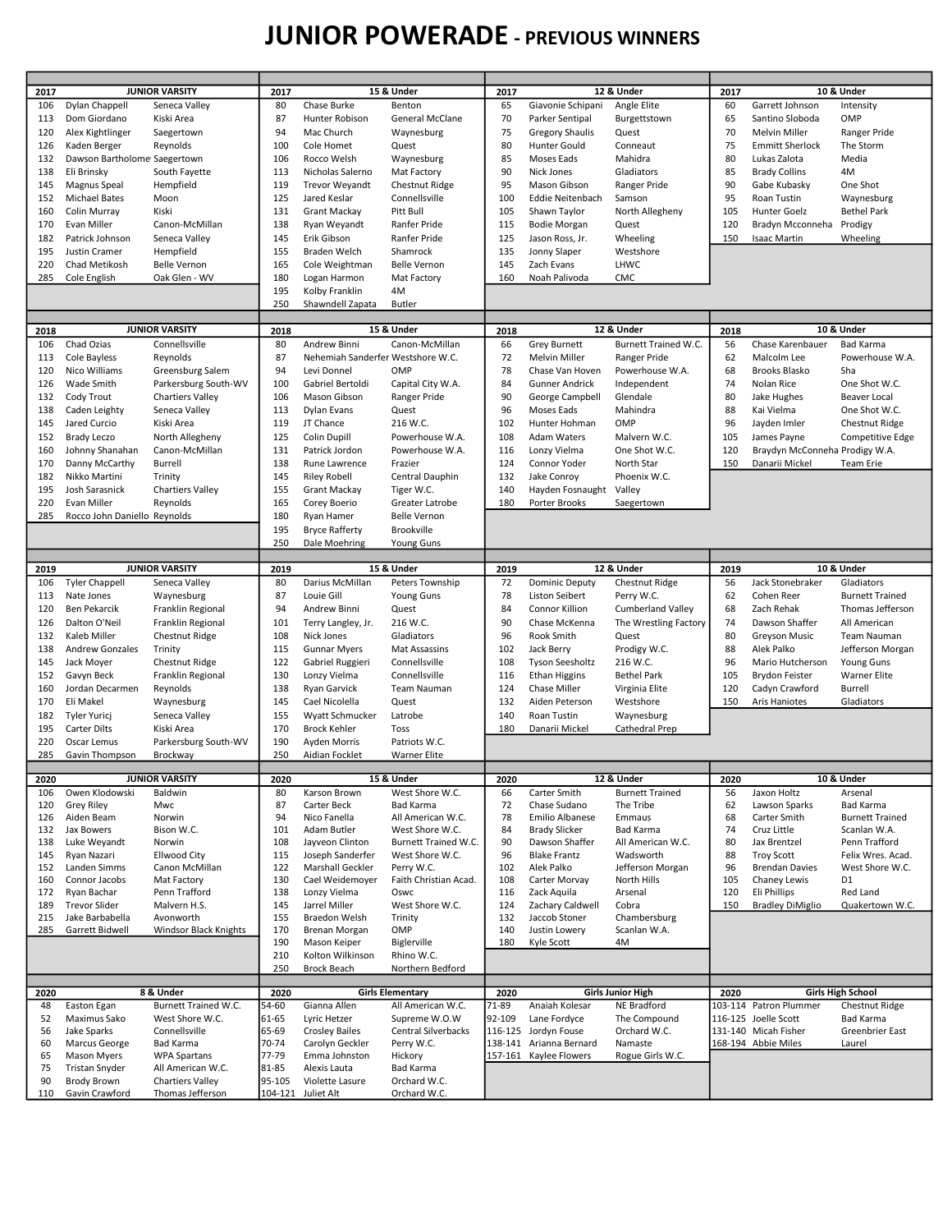# JUNIOR POWERADE - PREVIOUS WINNERS

## 2017

| 2017 | JUNIOR VARSITY | |
|---|---|---|
| 106 | Dylan Chappell | Seneca Valley |
| 113 | Dom Giordano | Kiski Area |
| 120 | Alex Kightlinger | Saegertown |
| 126 | Kaden Berger | Reynolds |
| 132 | Dawson Bartholome | Saegertown |
| 138 | Eli Brinsky | South Fayette |
| 145 | Magnus Speal | Hempfield |
| 152 | Michael Bates | Moon |
| 160 | Colin Murray | Kiski |
| 170 | Evan Miller | Canon-McMillan |
| 182 | Patrick Johnson | Seneca Valley |
| 195 | Justin Cramer | Hempfield |
| 220 | Chad Metikosh | Belle Vernon |
| 285 | Cole English | Oak Glen - WV |

| 2017 | 15 & Under | |
|---|---|---|
| 80 | Chase Burke | Benton |
| 87 | Hunter Robison | General McClane |
| 94 | Mac Church | Waynesburg |
| 100 | Cole Homet | Quest |
| 106 | Rocco Welsh | Waynesburg |
| 113 | Nicholas Salerno | Mat Factory |
| 119 | Trevor Weyandt | Chestnut Ridge |
| 125 | Jared Keslar | Connellsville |
| 131 | Grant Mackay | Pitt Bull |
| 138 | Ryan Weyandt | Ranfer Pride |
| 145 | Erik Gibson | Ranfer Pride |
| 155 | Braden Welch | Shamrock |
| 165 | Cole Weightman | Belle Vernon |
| 180 | Logan Harmon | Mat Factory |
| 195 | Kolby Franklin | 4M |
| 250 | Shawndell Zapata | Butler |

| 2017 | 12 & Under | |
|---|---|---|
| 65 | Giavonie Schipani | Angle Elite |
| 70 | Parker Sentipal | Burgettstown |
| 75 | Gregory Shaulis | Quest |
| 80 | Hunter Gould | Conneaut |
| 85 | Moses Eads | Mahidra |
| 90 | Nick Jones | Gladiators |
| 95 | Mason Gibson | Ranger Pride |
| 100 | Eddie Neitenbach | Samson |
| 105 | Shawn Taylor | North Allegheny |
| 115 | Bodie Morgan | Quest |
| 125 | Jason Ross, Jr. | Wheeling |
| 135 | Jonny Slaper | Westshore |
| 145 | Zach Evans | LHWC |
| 160 | Noah Palivoda | CMC |

| 2017 | 10 & Under | |
|---|---|---|
| 60 | Garrett Johnson | Intensity |
| 65 | Santino Sloboda | OMP |
| 70 | Melvin Miller | Ranger Pride |
| 75 | Emmitt Sherlock | The Storm |
| 80 | Lukas Zalota | Media |
| 85 | Brady Collins | 4M |
| 90 | Gabe Kubasky | One Shot |
| 95 | Roan Tustin | Waynesburg |
| 105 | Hunter Goelz | Bethel Park |
| 120 | Bradyn Mcconneha | Prodigy |
| 150 | Isaac Martin | Wheeling |

## 2018

| 2018 | JUNIOR VARSITY | |
|---|---|---|
| 106 | Chad Ozias | Connellsville |
| 113 | Cole Bayless | Reynolds |
| 120 | Nico Williams | Greensburg Salem |
| 126 | Wade Smith | Parkersburg South-WV |
| 132 | Cody Trout | Chartiers Valley |
| 138 | Caden Leighty | Seneca Valley |
| 145 | Jared Curcio | Kiski Area |
| 152 | Brady Leczo | North Allegheny |
| 160 | Johnny Shanahan | Canon-McMillan |
| 170 | Danny McCarthy | Burrell |
| 182 | Nikko Martini | Trinity |
| 195 | Josh Sarasnick | Chartiers Valley |
| 220 | Evan Miller | Reynolds |
| 285 | Rocco John Daniello | Reynolds |

| 2018 | 15 & Under | |
|---|---|---|
| 80 | Andrew Binni | Canon-McMillan |
| 87 | Nehemiah Sanderfer | Westshore W.C. |
| 94 | Levi Donnel | OMP |
| 100 | Gabriel Bertoldi | Capital City W.A. |
| 106 | Mason Gibson | Ranger Pride |
| 113 | Dylan Evans | Quest |
| 119 | JT Chance | 216 W.C. |
| 125 | Colin Dupill | Powerhouse W.A. |
| 131 | Patrick Jordon | Powerhouse W.A. |
| 138 | Rune Lawrence | Frazier |
| 145 | Riley Robell | Central Dauphin |
| 155 | Grant Mackay | Tiger W.C. |
| 165 | Corey Boerio | Greater Latrobe |
| 180 | Ryan Hamer | Belle Vernon |
| 195 | Bryce Rafferty | Brookville |
| 250 | Dale Moehring | Young Guns |

| 2018 | 12 & Under | |
|---|---|---|
| 66 | Grey Burnett | Burnett Trained W.C. |
| 72 | Melvin Miller | Ranger Pride |
| 78 | Chase Van Hoven | Powerhouse W.A. |
| 84 | Gunner Andrick | Independent |
| 90 | George Campbell | Glendale |
| 96 | Moses Eads | Mahindra |
| 102 | Hunter Hohman | OMP |
| 108 | Adam Waters | Malvern W.C. |
| 116 | Lonzy Vielma | One Shot W.C. |
| 124 | Connor Yoder | North Star |
| 132 | Jake Conroy | Phoenix W.C. |
| 140 | Hayden Fosnaught | Valley |
| 180 | Porter Brooks | Saegertown |

| 2018 | 10 & Under | |
|---|---|---|
| 56 | Chase Karenbauer | Bad Karma |
| 62 | Malcolm Lee | Powerhouse W.A. |
| 68 | Brooks Blasko | Sha |
| 74 | Nolan Rice | One Shot W.C. |
| 80 | Jake Hughes | Beaver Local |
| 88 | Kai Vielma | One Shot W.C. |
| 96 | Jayden Imler | Chestnut Ridge |
| 105 | James Payne | Competitive Edge |
| 120 | Braydyn McConneha | Prodigy W.A. |
| 150 | Danarii Mickel | Team Erie |

## 2019

| 2019 | JUNIOR VARSITY | |
|---|---|---|
| 106 | Tyler Chappell | Seneca Valley |
| 113 | Nate Jones | Waynesburg |
| 120 | Ben Pekarcik | Franklin Regional |
| 126 | Dalton O'Neil | Franklin Regional |
| 132 | Kaleb Miller | Chestnut Ridge |
| 138 | Andrew Gonzales | Trinity |
| 145 | Jack Moyer | Chestnut Ridge |
| 152 | Gavyn Beck | Franklin Regional |
| 160 | Jordan Decarmen | Reynolds |
| 170 | Eli Makel | Waynesburg |
| 182 | Tyler Yuricj | Seneca Valley |
| 195 | Carter Dilts | Kiski Area |
| 220 | Oscar Lemus | Parkersburg South-WV |
| 285 | Gavin Thompson | Brockway |

| 2019 | 15 & Under | |
|---|---|---|
| 80 | Darius McMillan | Peters Township |
| 87 | Louie Gill | Young Guns |
| 94 | Andrew Binni | Quest |
| 101 | Terry Langley, Jr. | 216 W.C. |
| 108 | Nick Jones | Gladiators |
| 115 | Gunnar Myers | Mat Assassins |
| 122 | Gabriel Ruggieri | Connellsville |
| 130 | Lonzy Vielma | Connellsville |
| 138 | Ryan Garvick | Team Nauman |
| 145 | Cael Nicolella | Quest |
| 155 | Wyatt Schmucker | Latrobe |
| 170 | Brock Kehler | Toss |
| 190 | Ayden Morris | Patriots W.C. |
| 250 | Aidian Focklet | Warner Elite |

| 2019 | 12 & Under | |
|---|---|---|
| 72 | Dominic Deputy | Chestnut Ridge |
| 78 | Liston Seibert | Perry W.C. |
| 84 | Connor Killion | Cumberland Valley |
| 90 | Chase McKenna | The Wrestling Factory |
| 96 | Rook Smith | Quest |
| 102 | Jack Berry | Prodigy W.C. |
| 108 | Tyson Seesholtz | 216 W.C. |
| 116 | Ethan Higgins | Bethel Park |
| 124 | Chase Miller | Virginia Elite |
| 132 | Aiden Peterson | Westshore |
| 140 | Roan Tustin | Waynesburg |
| 180 | Danarii Mickel | Cathedral Prep |

| 2019 | 10 & Under | |
|---|---|---|
| 56 | Jack Stonebraker | Gladiators |
| 62 | Cohen Reer | Burnett Trained |
| 68 | Zach Rehak | Thomas Jefferson |
| 74 | Dawson Shaffer | All American |
| 80 | Greyson Music | Team Nauman |
| 88 | Alek Palko | Jefferson Morgan |
| 96 | Mario Hutcherson | Young Guns |
| 105 | Brydon Feister | Warner Elite |
| 120 | Cadyn Crawford | Burrell |
| 150 | Aris Haniotes | Gladiators |

## 2020

| 2020 | JUNIOR VARSITY | |
|---|---|---|
| 106 | Owen Klodowski | Baldwin |
| 120 | Grey Riley | Mwc |
| 126 | Aiden Beam | Norwin |
| 132 | Jax Bowers | Bison W.C. |
| 138 | Luke Weyandt | Norwin |
| 145 | Ryan Nazari | Ellwood City |
| 152 | Landen Simms | Canon McMillan |
| 160 | Connor Jacobs | Mat Factory |
| 172 | Ryan Bachar | Penn Trafford |
| 189 | Trevor Slider | Malvern H.S. |
| 215 | Jake Barbabella | Avonworth |
| 285 | Garrett Bidwell | Windsor Black Knights |

| 2020 | 15 & Under | |
|---|---|---|
| 80 | Karson Brown | West Shore W.C. |
| 87 | Carter Beck | Bad Karma |
| 94 | Nico Fanella | All American W.C. |
| 101 | Adam Butler | West Shore W.C. |
| 108 | Jayveon Clinton | Burnett Trained W.C. |
| 115 | Joseph Sanderfer | West Shore W.C. |
| 122 | Marshall Geckler | Perry W.C. |
| 130 | Cael Weidemoyer | Faith Christian Acad. |
| 138 | Lonzy Vielma | Oswc |
| 145 | Jarrel Miller | West Shore W.C. |
| 155 | Braedon Welsh | Trinity |
| 170 | Brenan Morgan | OMP |
| 190 | Mason Keiper | Biglerville |
| 210 | Kolton Wilkinson | Rhino W.C. |
| 250 | Brock Beach | Northern Bedford |

| 2020 | 12 & Under | |
|---|---|---|
| 66 | Carter Smith | Burnett Trained |
| 72 | Chase Sudano | The Tribe |
| 78 | Emilio Albanese | Emmaus |
| 84 | Brady Slicker | Bad Karma |
| 90 | Dawson Shaffer | All American W.C. |
| 96 | Blake Frantz | Wadsworth |
| 102 | Alek Palko | Jefferson Morgan |
| 108 | Carter Morvay | North Hills |
| 116 | Zack Aquila | Arsenal |
| 124 | Zachary Caldwell | Cobra |
| 132 | Jaccob Stoner | Chambersburg |
| 140 | Justin Lowery | Scanlan W.A. |
| 180 | Kyle Scott | 4M |

| 2020 | 10 & Under | |
|---|---|---|
| 56 | Jaxon Holtz | Arsenal |
| 62 | Lawson Sparks | Bad Karma |
| 68 | Carter Smith | Burnett Trained |
| 74 | Cruz Little | Scanlan W.A. |
| 80 | Jax Brentzel | Penn Trafford |
| 88 | Troy Scott | Felix Wres. Acad. |
| 96 | Brendan Davies | West Shore W.C. |
| 105 | Chaney Lewis | D1 |
| 120 | Eli Phillips | Red Land |
| 150 | Bradley DiMiglio | Quakertown W.C. |

| 2020 | 8 & Under | |
|---|---|---|
| 48 | Easton Egan | Burnett Trained W.C. |
| 52 | Maximus Sako | West Shore W.C. |
| 56 | Jake Sparks | Connellsville |
| 60 | Marcus George | Bad Karma |
| 65 | Mason Myers | WPA Spartans |
| 75 | Tristan Snyder | All American W.C. |
| 90 | Brody Brown | Chartiers Valley |
| 110 | Gavin Crawford | Thomas Jefferson |

| 2020 | Girls Elementary | |
|---|---|---|
| 54-60 | Gianna Allen | All American W.C. |
| 61-65 | Lyric Hetzer | Supreme W.O.W |
| 65-69 | Crosley Bailes | Central Silverbacks |
| 70-74 | Carolyn Geckler | Perry W.C. |
| 77-79 | Emma Johnston | Hickory |
| 81-85 | Alexis Lauta | Bad Karma |
| 95-105 | Violette Lasure | Orchard W.C. |
| 104-121 | Juliet Alt | Orchard W.C. |

| 2020 | Girls Junior High | |
|---|---|---|
| 71-89 | Anaiah Kolesar | NE Bradford |
| 92-109 | Lane Fordyce | The Compound |
| 116-125 | Jordyn Fouse | Orchard W.C. |
| 138-141 | Arianna Bernard | Namaste |
| 157-161 | Kaylee Flowers | Rogue Girls W.C. |

| 2020 | Girls High School | |
|---|---|---|
| 103-114 | Patron Plummer | Chestnut Ridge |
| 116-125 | Joelle Scott | Bad Karma |
| 131-140 | Micah Fisher | Greenbrier East |
| 168-194 | Abbie Miles | Laurel |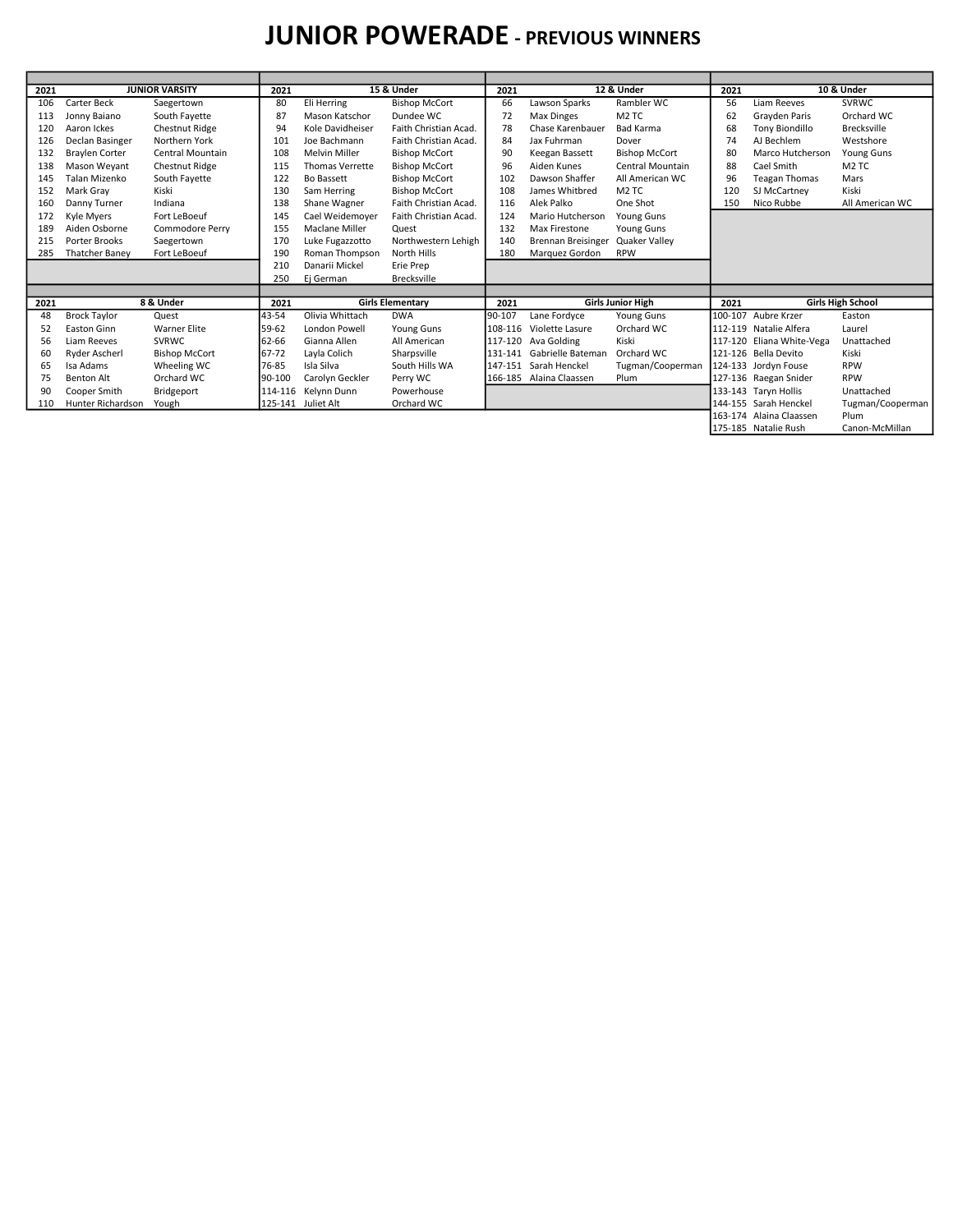# JUNIOR POWERADE - PREVIOUS WINNERS

| 2021 | JUNIOR VARSITY | |
|---|---|---|
| 106 | Carter Beck | Saegertown |
| 113 | Jonny Baiano | South Fayette |
| 120 | Aaron Ickes | Chestnut Ridge |
| 126 | Declan Basinger | Northern York |
| 132 | Braylen Corter | Central Mountain |
| 138 | Mason Weyant | Chestnut Ridge |
| 145 | Talan Mizenko | South Fayette |
| 152 | Mark Gray | Kiski |
| 160 | Danny Turner | Indiana |
| 172 | Kyle Myers | Fort LeBoeuf |
| 189 | Aiden Osborne | Commodore Perry |
| 215 | Porter Brooks | Saegertown |
| 285 | Thatcher Baney | Fort LeBoeuf |

| 2021 | 15 & Under | |
|---|---|---|
| 80 | Eli Herring | Bishop McCort |
| 87 | Mason Katschor | Dundee WC |
| 94 | Kole Davidheiser | Faith Christian Acad. |
| 101 | Joe Bachmann | Faith Christian Acad. |
| 108 | Melvin Miller | Bishop McCort |
| 115 | Thomas Verrette | Bishop McCort |
| 122 | Bo Bassett | Bishop McCort |
| 130 | Sam Herring | Bishop McCort |
| 138 | Shane Wagner | Faith Christian Acad. |
| 145 | Cael Weidemoyer | Faith Christian Acad. |
| 155 | Maclane Miller | Quest |
| 170 | Luke Fugazzotto | Northwestern Lehigh |
| 190 | Roman Thompson | North Hills |
| 210 | Danarii Mickel | Erie Prep |
| 250 | Ej German | Brecksville |

| 2021 | 12 & Under | |
|---|---|---|
| 66 | Lawson Sparks | Rambler WC |
| 72 | Max Dinges | M2 TC |
| 78 | Chase Karenbauer | Bad Karma |
| 84 | Jax Fuhrman | Dover |
| 90 | Keegan Bassett | Bishop McCort |
| 96 | Aiden Kunes | Central Mountain |
| 102 | Dawson Shaffer | All American WC |
| 108 | James Whitbred | M2 TC |
| 116 | Alek Palko | One Shot |
| 124 | Mario Hutcherson | Young Guns |
| 132 | Max Firestone | Young Guns |
| 140 | Brennan Breisinger | Quaker Valley |
| 180 | Marquez Gordon | RPW |

| 2021 | 10 & Under | |
|---|---|---|
| 56 | Liam Reeves | SVRWC |
| 62 | Grayden Paris | Orchard WC |
| 68 | Tony Biondillo | Brecksville |
| 74 | AJ Bechlem | Westshore |
| 80 | Marco Hutcherson | Young Guns |
| 88 | Cael Smith | M2 TC |
| 96 | Teagan Thomas | Mars |
| 120 | SJ McCartney | Kiski |
| 150 | Nico Rubbe | All American WC |

| 2021 | 8 & Under | |
|---|---|---|
| 48 | Brock Taylor | Quest |
| 52 | Easton Ginn | Warner Elite |
| 56 | Liam Reeves | SVRWC |
| 60 | Ryder Ascherl | Bishop McCort |
| 65 | Isa Adams | Wheeling WC |
| 75 | Benton Alt | Orchard WC |
| 90 | Cooper Smith | Bridgeport |
| 110 | Hunter Richardson | Yough |

| 2021 | Girls Elementary | |
|---|---|---|
| 43-54 | Olivia Whittach | DWA |
| 59-62 | London Powell | Young Guns |
| 62-66 | Gianna Allen | All American |
| 67-72 | Layla Colich | Sharpsville |
| 76-85 | Isla Silva | South Hills WA |
| 90-100 | Carolyn Geckler | Perry WC |
| 114-116 | Kelynn Dunn | Powerhouse |
| 125-141 | Juliet Alt | Orchard WC |

| 2021 | Girls Junior High | |
|---|---|---|
| 90-107 | Lane Fordyce | Young Guns |
| 108-116 | Violette Lasure | Orchard WC |
| 117-120 | Ava Golding | Kiski |
| 131-141 | Gabrielle Bateman | Orchard WC |
| 147-151 | Sarah Henckel | Tugman/Cooperman |
| 166-185 | Alaina Claassen | Plum |

| 2021 | Girls High School | |
|---|---|---|
| 100-107 | Aubre Krzer | Easton |
| 112-119 | Natalie Alfera | Laurel |
| 117-120 | Eliana White-Vega | Unattached |
| 121-126 | Bella Devito | Kiski |
| 124-133 | Jordyn Fouse | RPW |
| 127-136 | Raegan Snider | RPW |
| 133-143 | Taryn Hollis | Unattached |
| 144-155 | Sarah Henckel | Tugman/Cooperman |
| 163-174 | Alaina Claassen | Plum |
| 175-185 | Natalie Rush | Canon-McMillan |